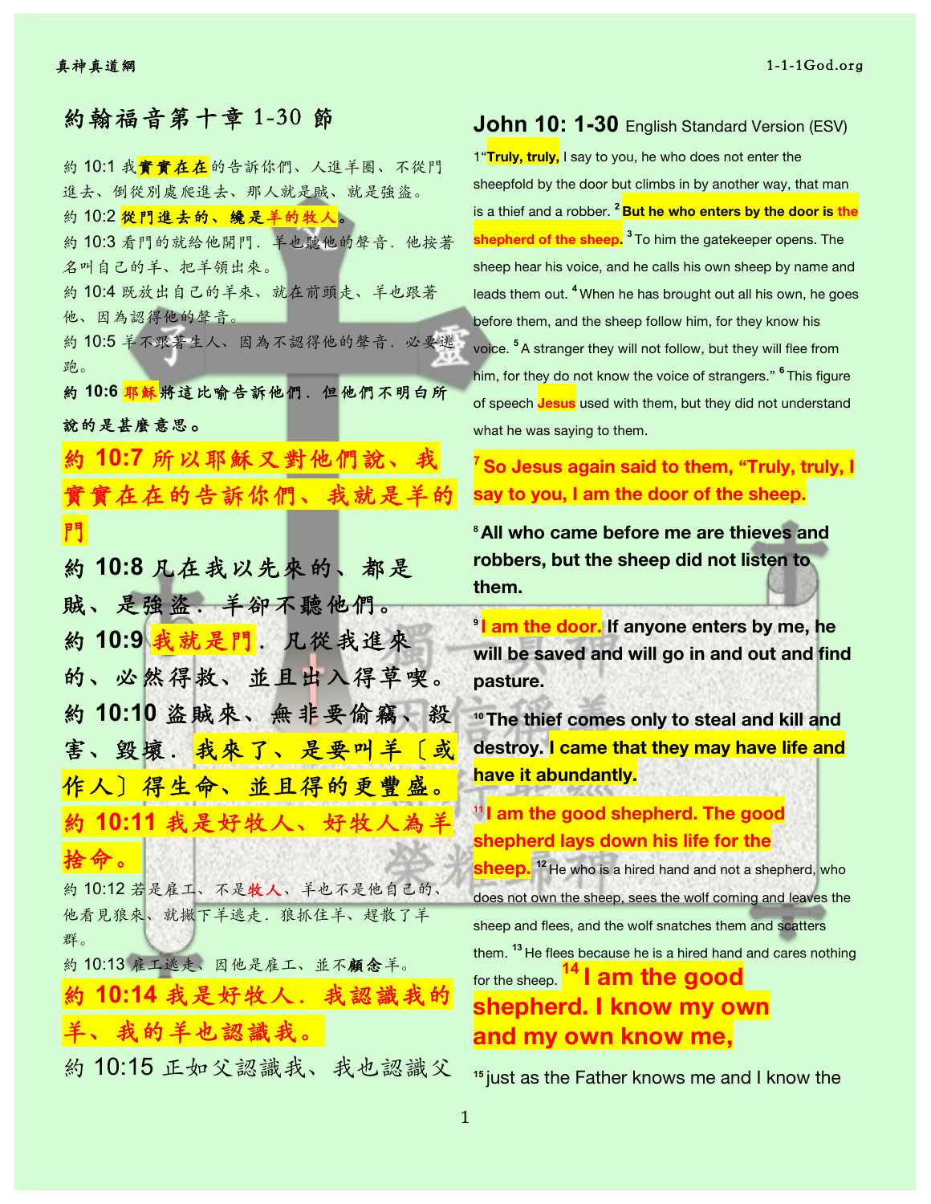## 約翰福音第十章 1-30 節

約 10:1 我實實在在的告訴你們、人進羊圈、不從門進去、倒從別處爬進去、那人就是賊、就是強盜。

約 10:2 **從門進去的、纔是羊的牧人**。

約 10:3 看門的就給他開門．羊也聽他的聲音．他按著名叫自己的羊、把羊領出來。

約 10:4 既放出自己的羊來、就在前頭走、羊也跟著他、因為認得他的聲音。

約 10:5 羊不跟著生人、因為不認得他的聲音．必要逃跑。

**約 10:6 耶穌將這比喻告訴他們．但他們不明白所說的是甚麼意思。**

**約 10:7 所以耶穌又對他們說、我實實在在的告訴你們、我就是羊的門**

**約 10:8 凡在我以先來的、都是賊、是強盜．羊卻不聽他們。**

**約 10:9 我就是門．凡從我進來的、必然得救、並且出入得草喫。**

**約 10:10 盜賊來、無非要偷竊、殺害、毀壞．我來了、是要叫羊〔或作人〕得生命、並且得的更豐盛。**

**約 10:11 我是好牧人、好牧人為羊捨命。**

約 10:12 若是雇工、不是牧人、羊也不是他自己的、他看見狼來、就撇下羊逃走．狼抓住羊、趕散了羊群。

約 10:13 雇工逃走、因他是雇工、並不顧念羊。

**約 10:14 我是好牧人．我認識我的羊、我的羊也認識我。**

約 10:15 正如父認識我、我也認識父

## John 10: 1-30 English Standard Version (ESV)

1 “**Truly, truly,** I say to you, he who does not enter the sheepfold by the door but climbs in by another way, that man is a thief and a robber. [2] **But he who enters by the door is the shepherd of the sheep.** [3] To him the gatekeeper opens. The sheep hear his voice, and he calls his own sheep by name and leads them out. [4] When he has brought out all his own, he goes before them, and the sheep follow him, for they know his voice. [5] A stranger they will not follow, but they will flee from him, for they do not know the voice of strangers.” [6] This figure of speech **Jesus** used with them, but they did not understand what he was saying to them.

**[7] So Jesus again said to them, “Truly, truly, I say to you, I am the door of the sheep.**

**[8] All who came before me are thieves and robbers, but the sheep did not listen to them.**

**[9] I am the door. If anyone enters by me, he will be saved and will go in and out and find pasture.**

**[10] The thief comes only to steal and kill and destroy. I came that they may have life and have it abundantly.**

**[11] I am the good shepherd. The good shepherd lays down his life for the sheep.** [12] He who is a hired hand and not a shepherd, who does not own the sheep, sees the wolf coming and leaves the sheep and flees, and the wolf snatches them and scatters them. [13] He flees because he is a hired hand and cares nothing for the sheep. **[14] I am the good shepherd. I know my own and my own know me,**

[15] just as the Father knows me and I know the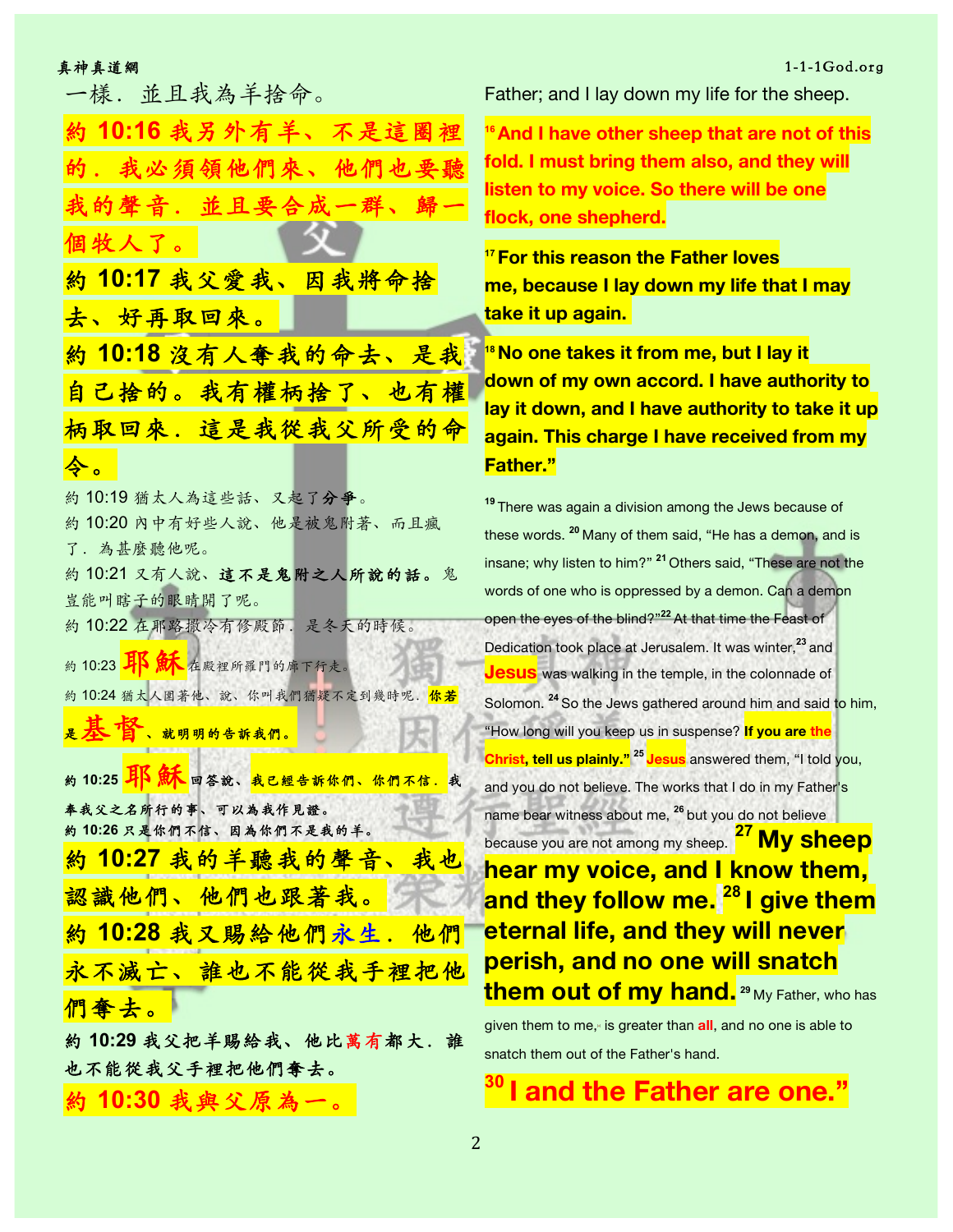一樣．並且我為羊捨命。

**約 10:16 我另外有羊、不是這圈裡的．我必須領他們來、他們也要聽我的聲音．並且要合成一群、歸一個牧人了。**

**約 10:17 我父愛我、因我將命捨去、好再取回來。**

**約 10:18 沒有人奪我的命去、是我自己捨的。我有權柄捨了、也有權柄取回來．這是我從我父所受的命令。**

約 10:19 猶太人為這些話、又起了**分爭**。

約 10:20 內中有好些人說、他是被鬼附著、而且瘋了．為甚麼聽他呢。

約 10:21 又有人說、**這不是鬼附之人所說的話。**鬼豈能叫瞎子的眼睛開了呢。

約 10:22 在耶路撒冷有修殿節．是冬天的時候。

約 10:23 **耶穌**在殿裡所羅門的廊下行走。

約 10:24 猶太人圍著他、說、你叫我們猶疑不定到幾時呢．**你若是基督、就明明的告訴我們。**

**約 10:25 耶穌回答說、我已經告訴你們、你們不信．我奉我父之名所行的事、可以為我作見證。**

**約 10:26 只是你們不信、因為你們不是我的羊。**

**約 10:27 我的羊聽我的聲音、我也認識他們、他們也跟著我。**

**約 10:28 我又賜給他們永生．他們永不滅亡、誰也不能從我手裡把他們奪去。**

**約 10:29 我父把羊賜給我、他比萬有都大．誰也不能從我父手裡把他們奪去。**

**約 10:30 我與父原為一。**

Father; and I lay down my life for the sheep.

**[16] And I have other sheep that are not of this fold. I must bring them also, and they will listen to my voice. So there will be one flock, one shepherd.**

**[17] For this reason the Father loves me, because I lay down my life that I may take it up again.**

**[18] No one takes it from me, but I lay it down of my own accord. I have authority to lay it down, and I have authority to take it up again. This charge I have received from my Father."**

[19] There was again a division among the Jews because of these words. [20] Many of them said, "He has a demon, and is insane; why listen to him?" [21] Others said, "These are not the words of one who is oppressed by a demon. Can a demon open the eyes of the blind?"[22] At that time the Feast of Dedication took place at Jerusalem. It was winter,[23] and **Jesus** was walking in the temple, in the colonnade of Solomon. [24] So the Jews gathered around him and said to him, "How long will you keep us in suspense? **If you are the Christ, tell us plainly."** [25] **Jesus** answered them, "I told you, and you do not believe. The works that I do in my Father's name bear witness about me, [26] but you do not believe because you are not among my sheep. **[27] My sheep hear my voice, and I know them, and they follow me. [28] I give them eternal life, and they will never perish, and no one will snatch them out of my hand.** [29] My Father, who has given them to me, is greater than **all**, and no one is able to snatch them out of the Father's hand.

**[30] I and the Father are one."**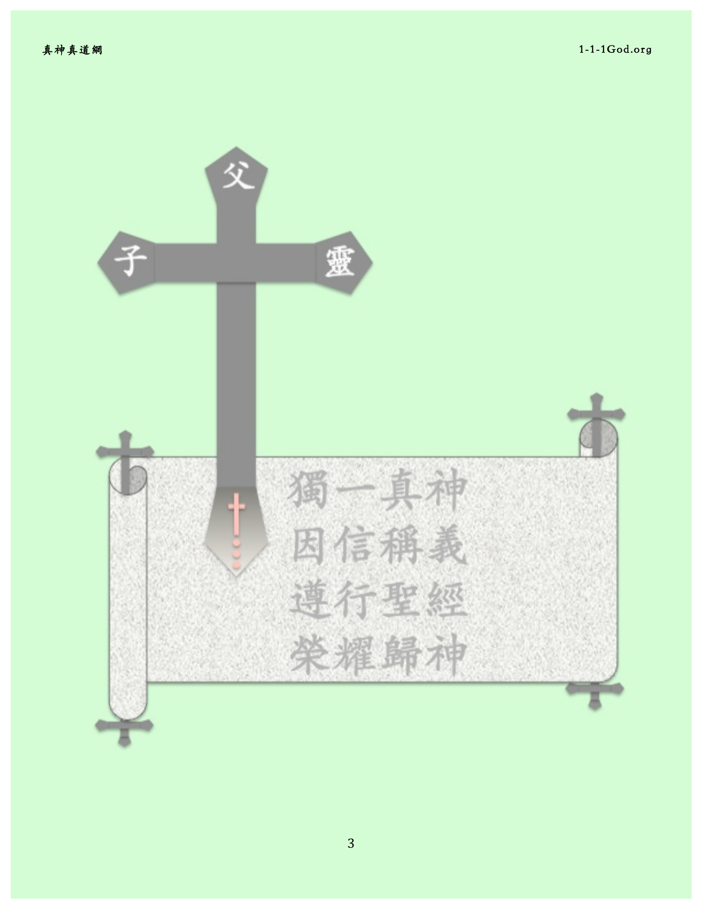父

子

靈

獨一真神
因信稱義
遵行聖經
榮耀歸神